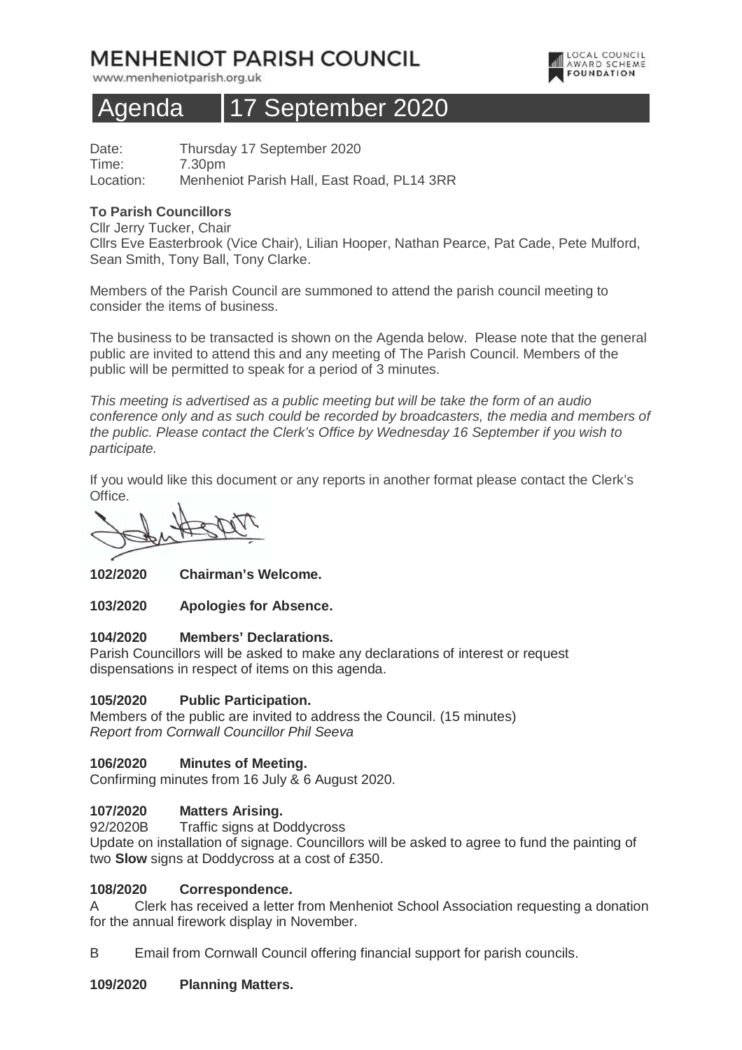# MENHENIOT PARISH COUNCIL

www.menheniotparish.org.uk

LOCAL COUNCIL AWARD SCHEME FOUNDATION

## Agenda 17 September 2020

Date: Thursday 17 September 2020
Time: 7.30pm
Location: Menheniot Parish Hall, East Road, PL14 3RR

**To Parish Councillors**
Cllr Jerry Tucker, Chair
Cllrs Eve Easterbrook (Vice Chair), Lilian Hooper, Nathan Pearce, Pat Cade, Pete Mulford, Sean Smith, Tony Ball, Tony Clarke.

Members of the Parish Council are summoned to attend the parish council meeting to consider the items of business.

The business to be transacted is shown on the Agenda below. Please note that the general public are invited to attend this and any meeting of The Parish Council. Members of the public will be permitted to speak for a period of 3 minutes.

*This meeting is advertised as a public meeting but will be take the form of an audio conference only and as such could be recorded by broadcasters, the media and members of the public. Please contact the Clerk's Office by Wednesday 16 September if you wish to participate.*

If you would like this document or any reports in another format please contact the Clerk's Office.

**102/2020 Chairman's Welcome.**

**103/2020 Apologies for Absence.**

**104/2020 Members' Declarations.**
Parish Councillors will be asked to make any declarations of interest or request dispensations in respect of items on this agenda.

**105/2020 Public Participation.**
Members of the public are invited to address the Council. (15 minutes)
*Report from Cornwall Councillor Phil Seeva*

**106/2020 Minutes of Meeting.**
Confirming minutes from 16 July & 6 August 2020.

**107/2020 Matters Arising.**
92/2020B Traffic signs at Doddycross
Update on installation of signage. Councillors will be asked to agree to fund the painting of two **Slow** signs at Doddycross at a cost of £350.

**108/2020 Correspondence.**
A Clerk has received a letter from Menheniot School Association requesting a donation for the annual firework display in November.

B Email from Cornwall Council offering financial support for parish councils.

**109/2020 Planning Matters.**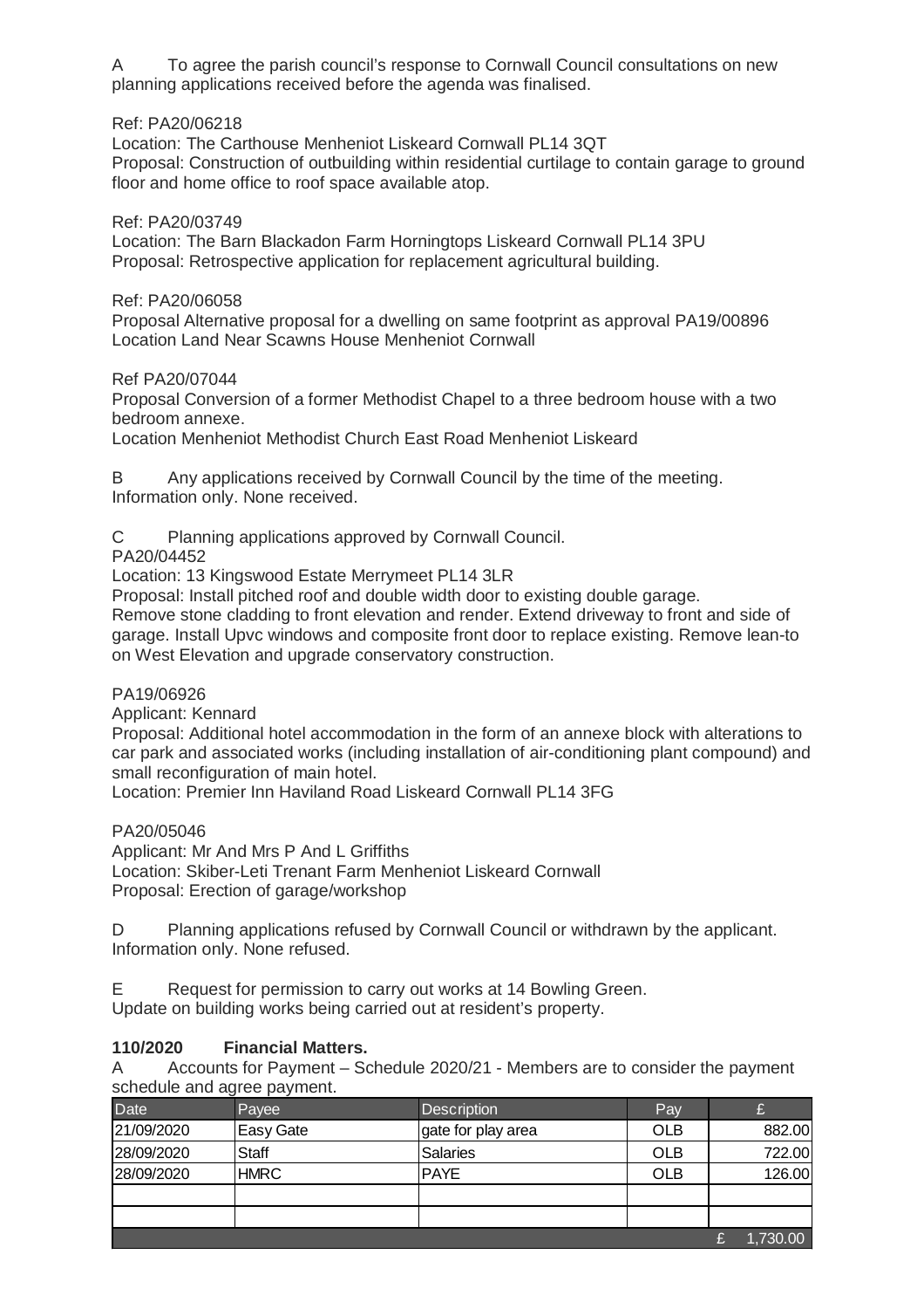A To agree the parish council's response to Cornwall Council consultations on new planning applications received before the agenda was finalised.

Ref: PA20/06218
Location: The Carthouse Menheniot Liskeard Cornwall PL14 3QT
Proposal: Construction of outbuilding within residential curtilage to contain garage to ground floor and home office to roof space available atop.

Ref: PA20/03749
Location: The Barn Blackadon Farm Horningtops Liskeard Cornwall PL14 3PU
Proposal: Retrospective application for replacement agricultural building.

Ref: PA20/06058
Proposal Alternative proposal for a dwelling on same footprint as approval PA19/00896
Location Land Near Scawns House Menheniot Cornwall

Ref PA20/07044
Proposal Conversion of a former Methodist Chapel to a three bedroom house with a two bedroom annexe.
Location Menheniot Methodist Church East Road Menheniot Liskeard

B Any applications received by Cornwall Council by the time of the meeting.
Information only. None received.

C Planning applications approved by Cornwall Council.
PA20/04452
Location: 13 Kingswood Estate Merrymeet PL14 3LR
Proposal: Install pitched roof and double width door to existing double garage.
Remove stone cladding to front elevation and render. Extend driveway to front and side of garage. Install Upvc windows and composite front door to replace existing. Remove lean-to on West Elevation and upgrade conservatory construction.

PA19/06926
Applicant: Kennard
Proposal: Additional hotel accommodation in the form of an annexe block with alterations to car park and associated works (including installation of air-conditioning plant compound) and small reconfiguration of main hotel.
Location: Premier Inn Haviland Road Liskeard Cornwall PL14 3FG

PA20/05046
Applicant: Mr And Mrs P And L Griffiths
Location: Skiber-Leti Trenant Farm Menheniot Liskeard Cornwall
Proposal: Erection of garage/workshop

D Planning applications refused by Cornwall Council or withdrawn by the applicant.
Information only. None refused.

E Request for permission to carry out works at 14 Bowling Green.
Update on building works being carried out at resident's property.

**110/2020 Financial Matters.**

A Accounts for Payment – Schedule 2020/21 - Members are to consider the payment schedule and agree payment.

| Date | Payee | Description | Pay | £ |
|---|---|---|---|---|
| 21/09/2020 | Easy Gate | gate for play area | OLB | 882.00 |
| 28/09/2020 | Staff | Salaries | OLB | 722.00 |
| 28/09/2020 | HMRC | PAYE | OLB | 126.00 |
| | | | | |
| | | | | |
| | | | | £ 1,730.00 |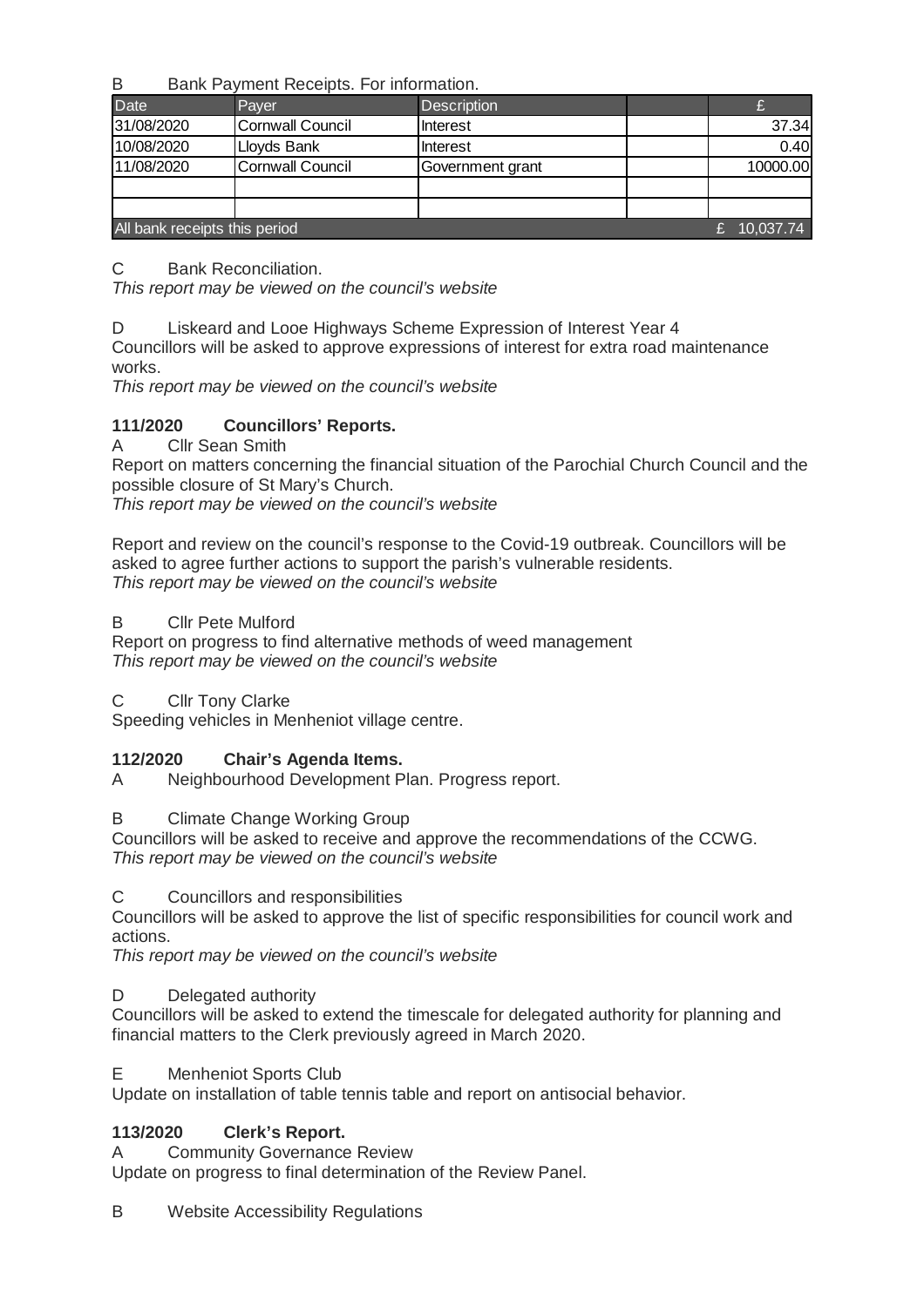B Bank Payment Receipts. For information.

| Date | Payer | Description | | £ |
|---|---|---|---|---|
| 31/08/2020 | Cornwall Council | Interest | | 37.34 |
| 10/08/2020 | Lloyds Bank | Interest | | 0.40 |
| 11/08/2020 | Cornwall Council | Government grant | | 10000.00 |
| | | | | |
| | | | | |
| All bank receipts this period | | | | £ 10,037.74 |

C Bank Reconciliation.
*This report may be viewed on the council's website*

D Liskeard and Looe Highways Scheme Expression of Interest Year 4
Councillors will be asked to approve expressions of interest for extra road maintenance works.
*This report may be viewed on the council's website*

**111/2020 Councillors' Reports.**

A Cllr Sean Smith
Report on matters concerning the financial situation of the Parochial Church Council and the possible closure of St Mary's Church.
*This report may be viewed on the council's website*

Report and review on the council's response to the Covid-19 outbreak. Councillors will be asked to agree further actions to support the parish's vulnerable residents.
*This report may be viewed on the council's website*

B Cllr Pete Mulford
Report on progress to find alternative methods of weed management
*This report may be viewed on the council's website*

C Cllr Tony Clarke
Speeding vehicles in Menheniot village centre.

**112/2020 Chair's Agenda Items.**

A Neighbourhood Development Plan. Progress report.

B Climate Change Working Group
Councillors will be asked to receive and approve the recommendations of the CCWG.
*This report may be viewed on the council's website*

C Councillors and responsibilities
Councillors will be asked to approve the list of specific responsibilities for council work and actions.
*This report may be viewed on the council's website*

D Delegated authority
Councillors will be asked to extend the timescale for delegated authority for planning and financial matters to the Clerk previously agreed in March 2020.

E Menheniot Sports Club
Update on installation of table tennis table and report on antisocial behavior.

**113/2020 Clerk's Report.**

A Community Governance Review
Update on progress to final determination of the Review Panel.

B Website Accessibility Regulations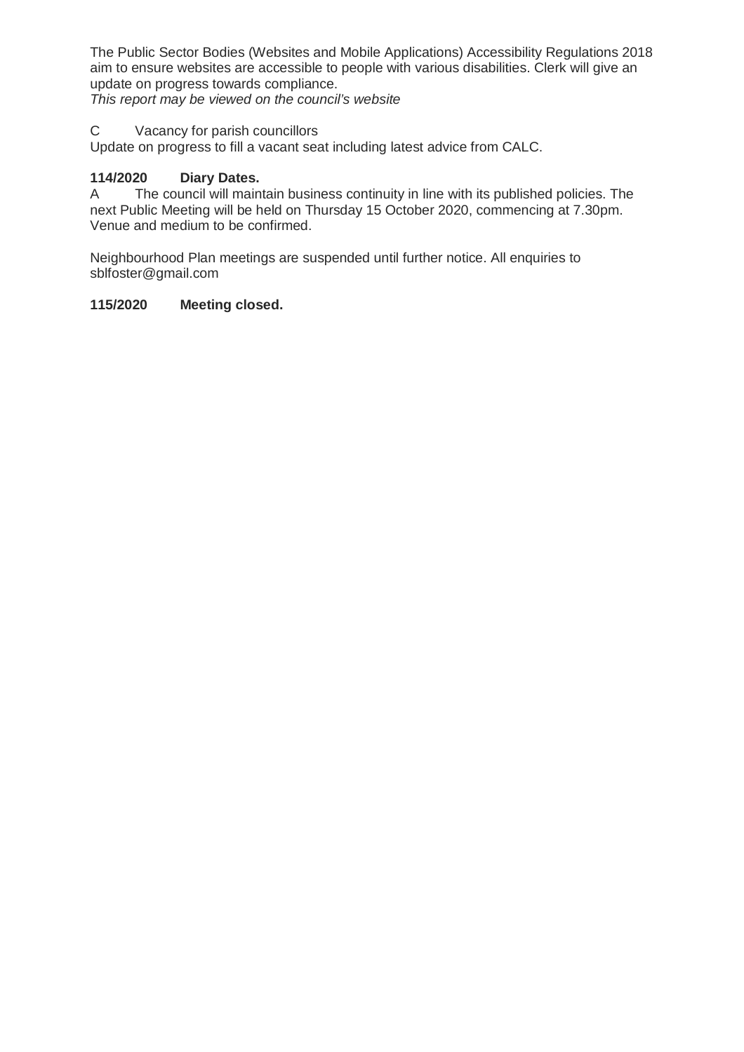The Public Sector Bodies (Websites and Mobile Applications) Accessibility Regulations 2018 aim to ensure websites are accessible to people with various disabilities. Clerk will give an update on progress towards compliance.
*This report may be viewed on the council's website*

C Vacancy for parish councillors
Update on progress to fill a vacant seat including latest advice from CALC.

**114/2020 Diary Dates.**
A The council will maintain business continuity in line with its published policies. The next Public Meeting will be held on Thursday 15 October 2020, commencing at 7.30pm. Venue and medium to be confirmed.

Neighbourhood Plan meetings are suspended until further notice. All enquiries to sblfoster@gmail.com

**115/2020 Meeting closed.**